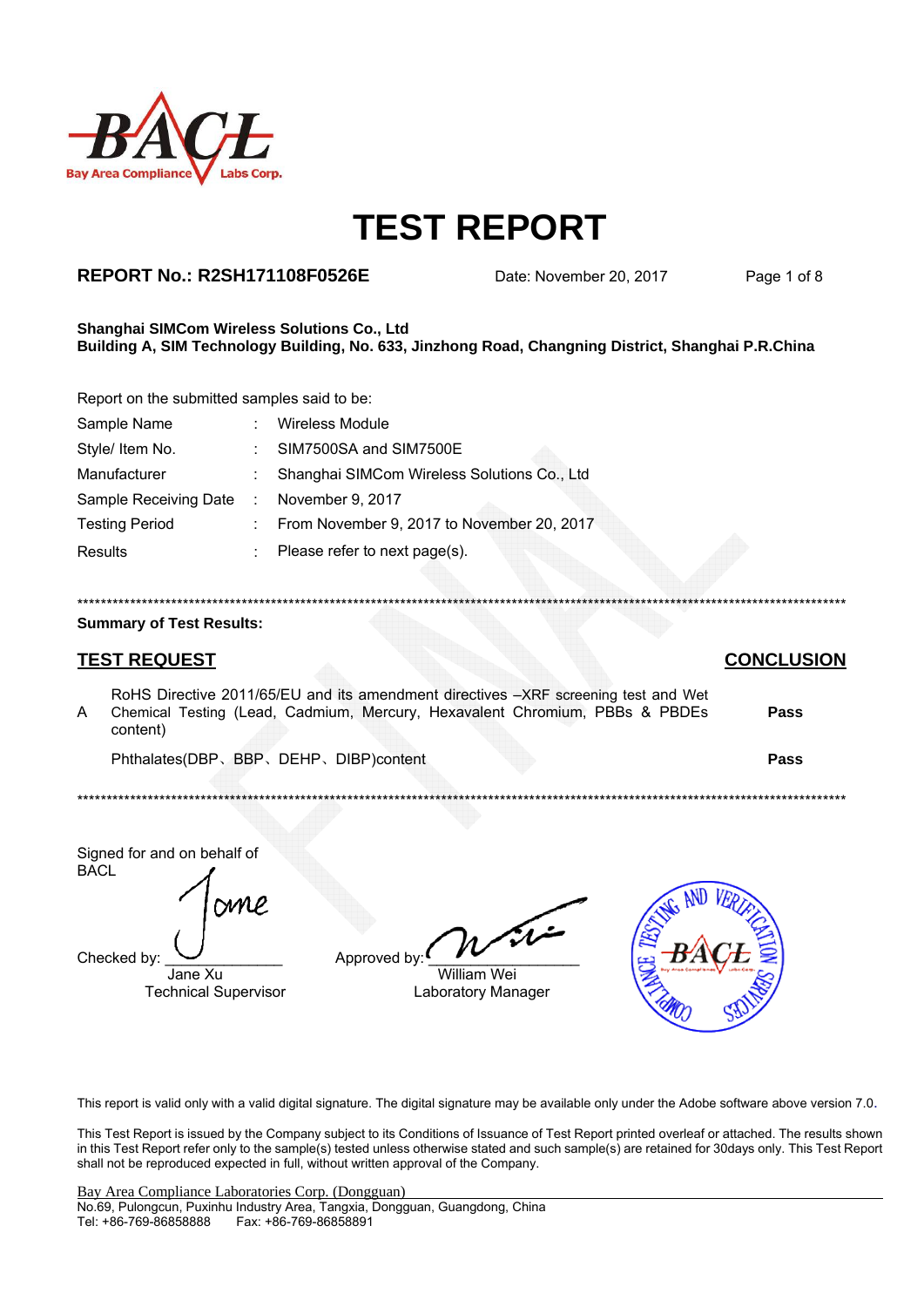# TEST REPORT

**REPORT No.: R2SH171108F0526E** Date: November 20, 2017

**Shanghai SIMCom Wireless Solutions Co., Ltd**
**Building A, SIM Technology Building, No. 633, Jinzhong Road, Changning District, Shanghai P.R.China**

Report on the submitted samples said to be:

| | | |
|---|---|---|
| Sample Name | : | Wireless Module |
| Style/ Item No. | : | SIM7500SA and SIM7500E |
| Manufacturer | : | Shanghai SIMCom Wireless Solutions Co., Ltd |
| Sample Receiving Date | : | November 9, 2017 |
| Testing Period | : | From November 9, 2017 to November 20, 2017 |
| Results | : | Please refer to next page(s). |

**************************************************************************************************************

**Summary of Test Results:**

| | TEST REQUEST | CONCLUSION |
|---|---|---|
| A | RoHS Directive 2011/65/EU and its amendment directives –XRF screening test and Wet Chemical Testing (Lead, Cadmium, Mercury, Hexavalent Chromium, PBBs & PBDEs content) | **Pass** |
| | Phthalates(DBP、BBP、DEHP、DIBP)content | **Pass** |

**************************************************************************************************************

Signed for and on behalf of BACL

Checked by: Jane Xu, Technical Supervisor

Approved by: William Wei, Laboratory Manager

This report is valid only with a valid digital signature. The digital signature may be available only under the Adobe software above version 7.0.

This Test Report is issued by the Company subject to its Conditions of Issuance of Test Report printed overleaf or attached. The results shown in this Test Report refer only to the sample(s) tested unless otherwise stated and such sample(s) are retained for 30days only. This Test Report shall not be reproduced expected in full, without written approval of the Company.

Bay Area Compliance Laboratories Corp. (Dongguan)
No.69, Pulongcun, Puxinhu Industry Area, Tangxia, Dongguan, Guangdong, China
Tel: +86-769-86858888 Fax: +86-769-86858891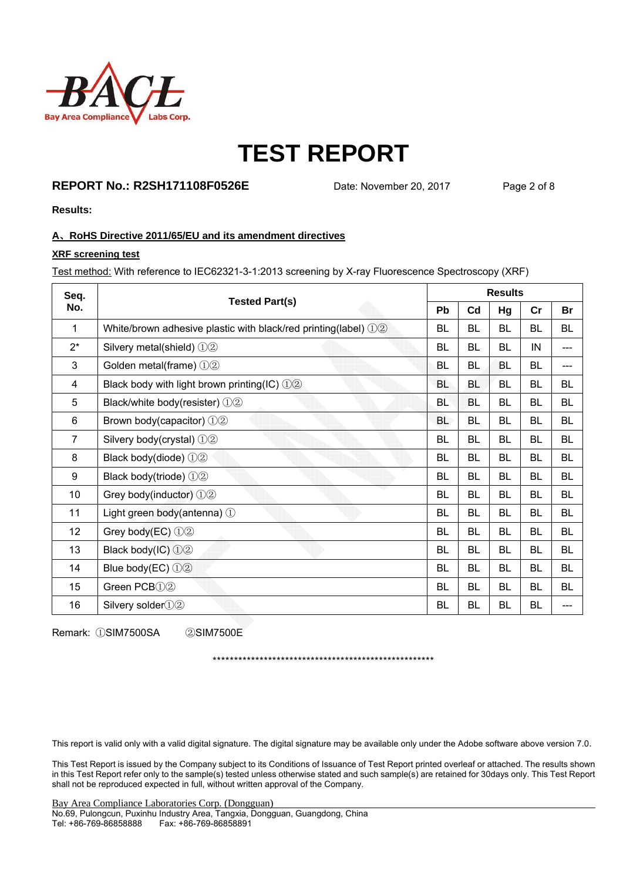# TEST REPORT

**REPORT No.: R2SH171108F0526E** Date: November 20, 2017

**Results:**

**A、RoHS Directive 2011/65/EU and its amendment directives**

**XRF screening test**

Test method: With reference to IEC62321-3-1:2013 screening by X-ray Fluorescence Spectroscopy (XRF)

| Seq. No. | Tested Part(s) | Results | | | | |
|---|---|---|---|---|---|---|
| | | Pb | Cd | Hg | Cr | Br |
| 1 | White/brown adhesive plastic with black/red printing(label) ①② | BL | BL | BL | BL | BL |
| 2* | Silvery metal(shield) ①② | BL | BL | BL | IN | --- |
| 3 | Golden metal(frame) ①② | BL | BL | BL | BL | --- |
| 4 | Black body with light brown printing(IC) ①② | BL | BL | BL | BL | BL |
| 5 | Black/white body(resister) ①② | BL | BL | BL | BL | BL |
| 6 | Brown body(capacitor) ①② | BL | BL | BL | BL | BL |
| 7 | Silvery body(crystal) ①② | BL | BL | BL | BL | BL |
| 8 | Black body(diode) ①② | BL | BL | BL | BL | BL |
| 9 | Black body(triode) ①② | BL | BL | BL | BL | BL |
| 10 | Grey body(inductor) ①② | BL | BL | BL | BL | BL |
| 11 | Light green body(antenna) ① | BL | BL | BL | BL | BL |
| 12 | Grey body(EC) ①② | BL | BL | BL | BL | BL |
| 13 | Black body(IC) ①② | BL | BL | BL | BL | BL |
| 14 | Blue body(EC) ①② | BL | BL | BL | BL | BL |
| 15 | Green PCB①② | BL | BL | BL | BL | BL |
| 16 | Silvery solder①② | BL | BL | BL | BL | --- |

Remark: ①SIM7500SA ②SIM7500E

*****************************************************

This report is valid only with a valid digital signature. The digital signature may be available only under the Adobe software above version 7.0.

This Test Report is issued by the Company subject to its Conditions of Issuance of Test Report printed overleaf or attached. The results shown in this Test Report refer only to the sample(s) tested unless otherwise stated and such sample(s) are retained for 30days only. This Test Report shall not be reproduced expected in full, without written approval of the Company.

Bay Area Compliance Laboratories Corp. (Dongguan)
No.69, Pulongcun, Puxinhu Industry Area, Tangxia, Dongguan, Guangdong, China
Tel: +86-769-86858888 Fax: +86-769-86858891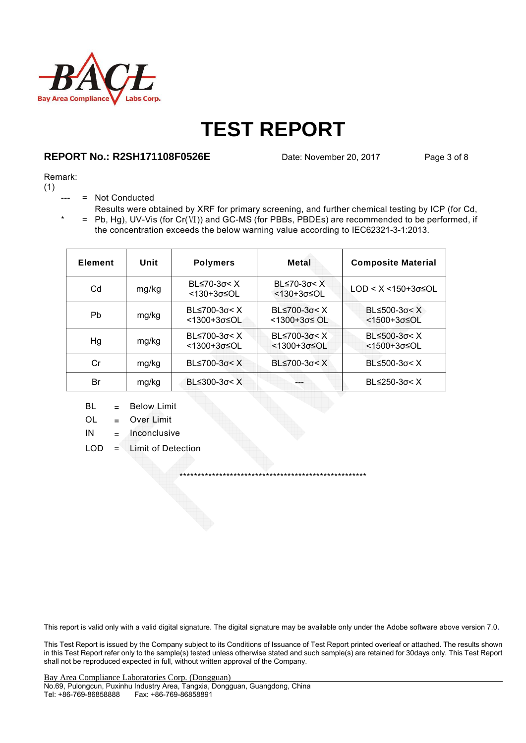# TEST REPORT

**REPORT No.: R2SH171108F0526E** Date: November 20, 2017

Remark:
(1)

--- = Not Conducted

\* = Results were obtained by XRF for primary screening, and further chemical testing by ICP (for Cd, Pb, Hg), UV-Vis (for Cr(Ⅵ)) and GC-MS (for PBBs, PBDEs) are recommended to be performed, if the concentration exceeds the below warning value according to IEC62321-3-1:2013.

| Element | Unit | Polymers | Metal | Composite Material |
|---|---|---|---|---|
| Cd | mg/kg | BL≤70-3σ< X <130+3σ≤OL | BL≤70-3σ< X <130+3σ≤OL | LOD < X <150+3σ≤OL |
| Pb | mg/kg | BL≤700-3σ< X <1300+3σ≤OL | BL≤700-3σ< X <1300+3σ≤ OL | BL≤500-3σ< X <1500+3σ≤OL |
| Hg | mg/kg | BL≤700-3σ< X <1300+3σ≤OL | BL≤700-3σ< X <1300+3σ≤OL | BL≤500-3σ< X <1500+3σ≤OL |
| Cr | mg/kg | BL≤700-3σ< X | BL≤700-3σ< X | BL≤500-3σ< X |
| Br | mg/kg | BL≤300-3σ< X | --- | BL≤250-3σ< X |

BL = Below Limit

OL = Over Limit

IN = Inconclusive

LOD = Limit of Detection

\*\*\*\*\*\*\*\*\*\*\*\*\*\*\*\*\*\*\*\*\*\*\*\*\*\*\*\*\*\*\*\*\*\*\*\*\*\*\*\*\*\*\*\*\*\*\*\*\*\*\*\*\*\*\*

This report is valid only with a valid digital signature. The digital signature may be available only under the Adobe software above version 7.0.

This Test Report is issued by the Company subject to its Conditions of Issuance of Test Report printed overleaf or attached. The results shown in this Test Report refer only to the sample(s) tested unless otherwise stated and such sample(s) are retained for 30days only. This Test Report shall not be reproduced expected in full, without written approval of the Company.

Bay Area Compliance Laboratories Corp. (Dongguan)
No.69, Pulongcun, Puxinhu Industry Area, Tangxia, Dongguan, Guangdong, China
Tel: +86-769-86858888 Fax: +86-769-86858891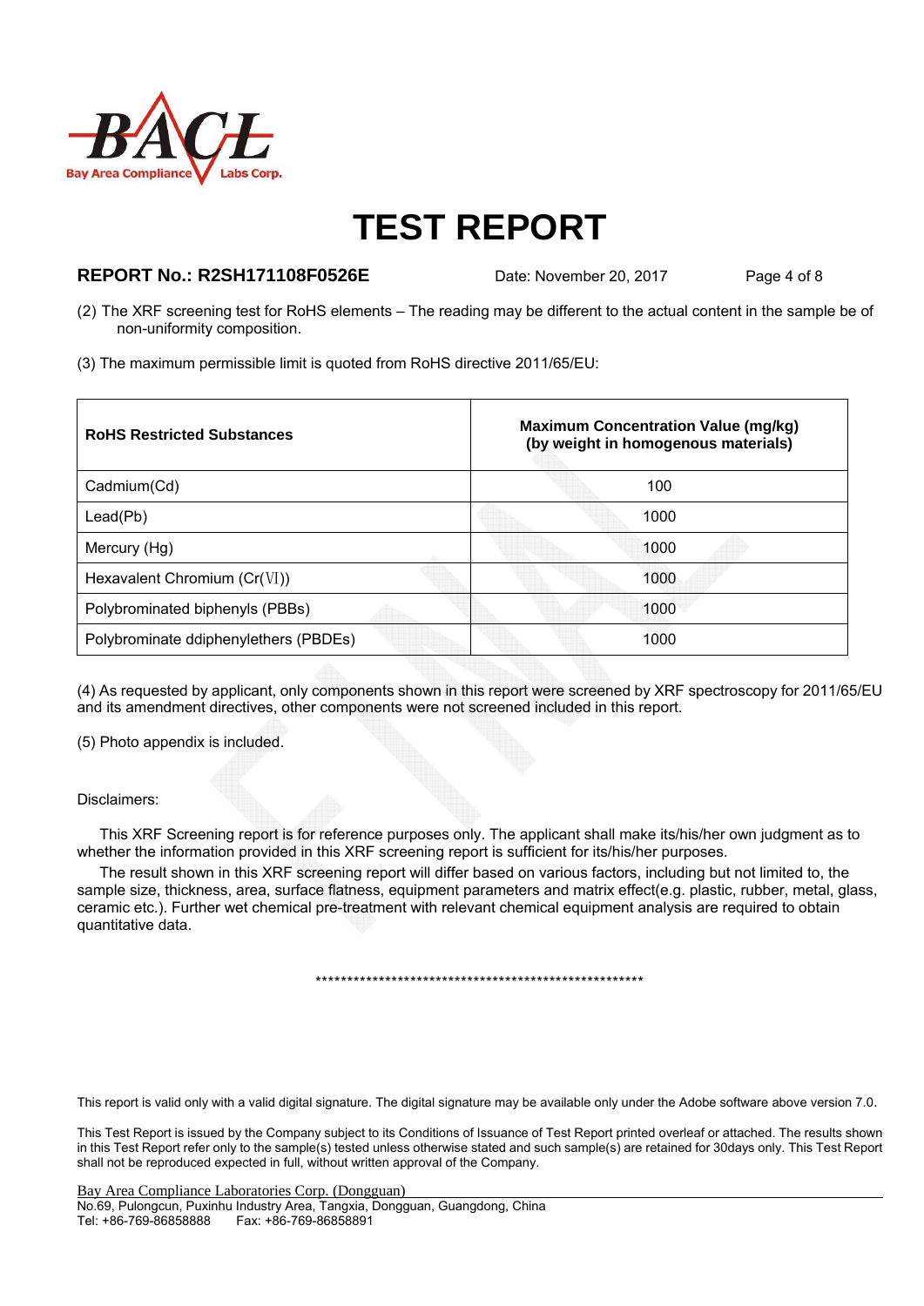# TEST REPORT

**REPORT No.: R2SH171108F0526E** Date: November 20, 2017

(2) The XRF screening test for RoHS elements – The reading may be different to the actual content in the sample be of non-uniformity composition.

(3) The maximum permissible limit is quoted from RoHS directive 2011/65/EU:

| **RoHS Restricted Substances** | **Maximum Concentration Value (mg/kg) (by weight in homogenous materials)** |
|---|---|
| Cadmium(Cd) | 100 |
| Lead(Pb) | 1000 |
| Mercury (Hg) | 1000 |
| Hexavalent Chromium (Cr(VI)) | 1000 |
| Polybrominated biphenyls (PBBs) | 1000 |
| Polybrominate ddiphenylethers (PBDEs) | 1000 |

(4) As requested by applicant, only components shown in this report were screened by XRF spectroscopy for 2011/65/EU and its amendment directives, other components were not screened included in this report.

(5) Photo appendix is included.

Disclaimers:

This XRF Screening report is for reference purposes only. The applicant shall make its/his/her own judgment as to whether the information provided in this XRF screening report is sufficient for its/his/her purposes.

The result shown in this XRF screening report will differ based on various factors, including but not limited to, the sample size, thickness, area, surface flatness, equipment parameters and matrix effect(e.g. plastic, rubber, metal, glass, ceramic etc.). Further wet chemical pre-treatment with relevant chemical equipment analysis are required to obtain quantitative data.

*****************************************************

This report is valid only with a valid digital signature. The digital signature may be available only under the Adobe software above version 7.0.

This Test Report is issued by the Company subject to its Conditions of Issuance of Test Report printed overleaf or attached. The results shown in this Test Report refer only to the sample(s) tested unless otherwise stated and such sample(s) are retained for 30days only. This Test Report shall not be reproduced expected in full, without written approval of the Company.

Bay Area Compliance Laboratories Corp. (Dongguan)
No.69, Pulongcun, Puxinhu Industry Area, Tangxia, Dongguan, Guangdong, China
Tel: +86-769-86858888 Fax: +86-769-86858891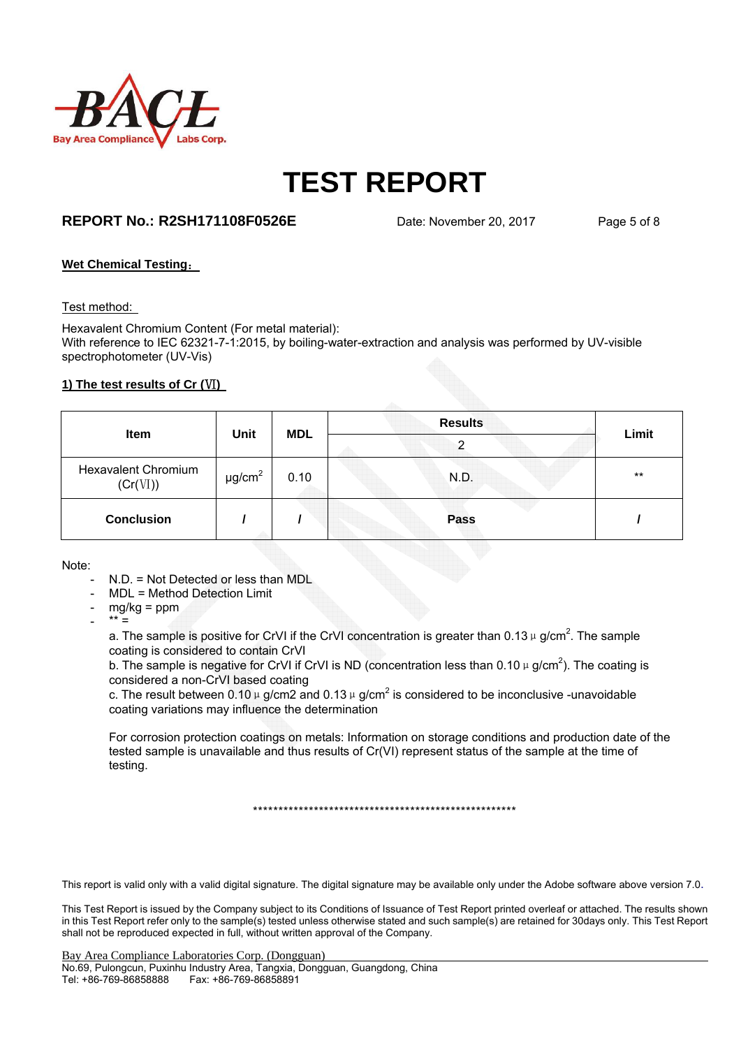# TEST REPORT

**REPORT No.: R2SH171108F0526E** Date: November 20, 2017

**Wet Chemical Testing：**

Test method:

Hexavalent Chromium Content (For metal material):
With reference to IEC 62321-7-1:2015, by boiling-water-extraction and analysis was performed by UV-visible spectrophotometer (UV-Vis)

**1) The test results of Cr (Ⅵ)**

| Item | Unit | MDL | Results | Limit |
|---|---|---|---|---|
| | | | 2 | |
| Hexavalent Chromium (Cr(Ⅵ)) | μg/cm$^2$ | 0.10 | N.D. | ** |
| **Conclusion** | **/** | **/** | **Pass** | **/** |

Note:

- N.D. = Not Detected or less than MDL
- MDL = Method Detection Limit
- mg/kg = ppm
- ** =

  a. The sample is positive for CrVI if the CrVI concentration is greater than 0.13 μ g/cm$^2$. The sample coating is considered to contain CrVI

  b. The sample is negative for CrVI if CrVI is ND (concentration less than 0.10 μ g/cm$^2$). The coating is considered a non-CrVI based coating

  c. The result between 0.10 μ g/cm2 and 0.13 μ g/cm$^2$ is considered to be inconclusive -unavoidable coating variations may influence the determination

  For corrosion protection coatings on metals: Information on storage conditions and production date of the tested sample is unavailable and thus results of Cr(VI) represent status of the sample at the time of testing.

*****************************************************

This report is valid only with a valid digital signature. The digital signature may be available only under the Adobe software above version 7.0.

This Test Report is issued by the Company subject to its Conditions of Issuance of Test Report printed overleaf or attached. The results shown in this Test Report refer only to the sample(s) tested unless otherwise stated and such sample(s) are retained for 30days only. This Test Report shall not be reproduced expected in full, without written approval of the Company.

Bay Area Compliance Laboratories Corp. (Dongguan)
No.69, Pulongcun, Puxinhu Industry Area, Tangxia, Dongguan, Guangdong, China
Tel: +86-769-86858888 Fax: +86-769-86858891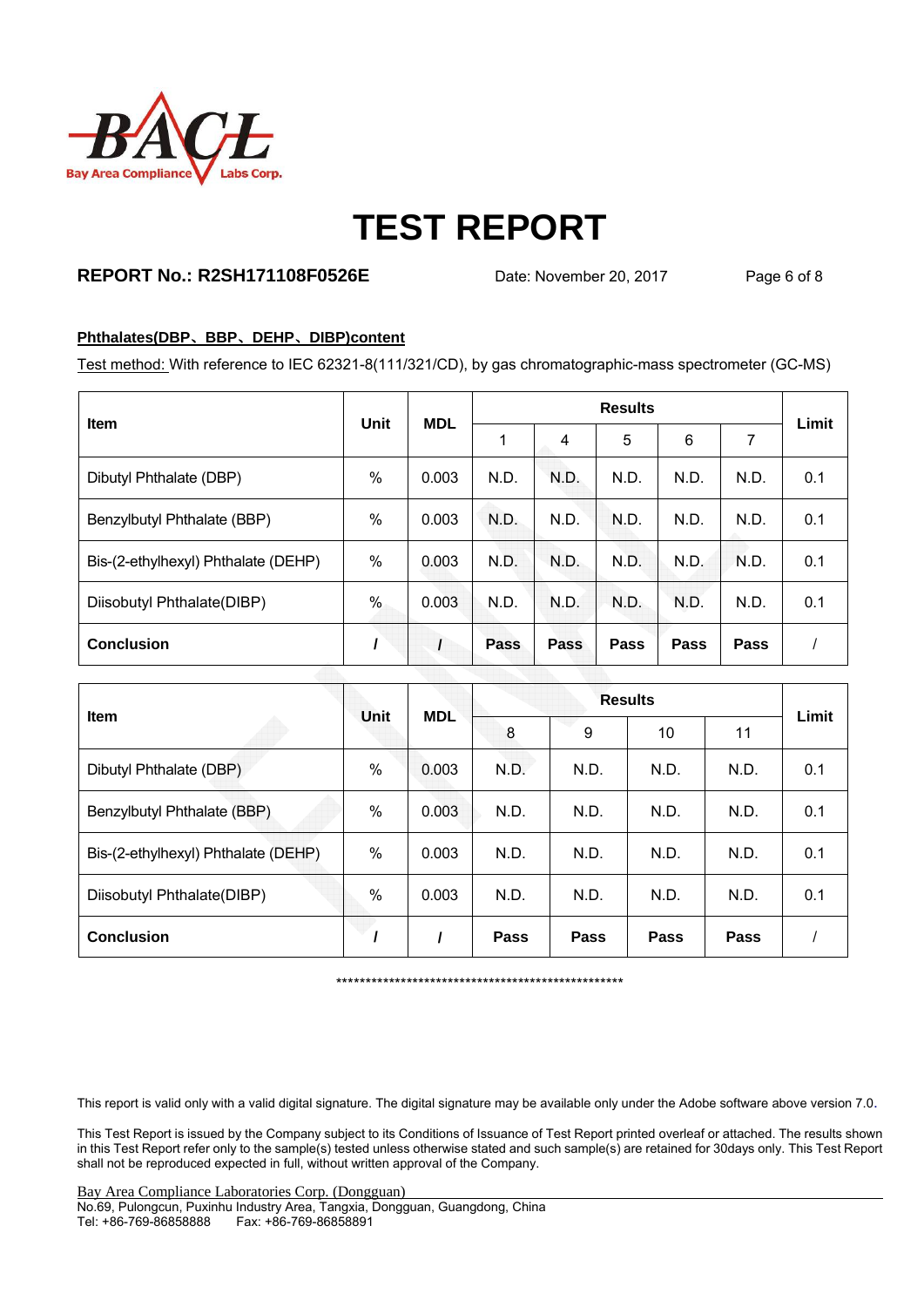# TEST REPORT

**REPORT No.: R2SH171108F0526E** Date: November 20, 2017

**Phthalates(DBP、BBP、DEHP、DIBP)content**

Test method: With reference to IEC 62321-8(111/321/CD), by gas chromatographic-mass spectrometer (GC-MS)

| Item | Unit | MDL | Results | | | | | Limit |
|---|---|---|---|---|---|---|---|---|
| | | | 1 | 4 | 5 | 6 | 7 | |
| Dibutyl Phthalate (DBP) | % | 0.003 | N.D. | N.D. | N.D. | N.D. | N.D. | 0.1 |
| Benzylbutyl Phthalate (BBP) | % | 0.003 | N.D. | N.D. | N.D. | N.D. | N.D. | 0.1 |
| Bis-(2-ethylhexyl) Phthalate (DEHP) | % | 0.003 | N.D. | N.D. | N.D. | N.D. | N.D. | 0.1 |
| Diisobutyl Phthalate(DIBP) | % | 0.003 | N.D. | N.D. | N.D. | N.D. | N.D. | 0.1 |
| **Conclusion** | **/** | **/** | **Pass** | **Pass** | **Pass** | **Pass** | **Pass** | / |

| Item | Unit | MDL | Results | | | | Limit |
|---|---|---|---|---|---|---|---|
| | | | 8 | 9 | 10 | 11 | |
| Dibutyl Phthalate (DBP) | % | 0.003 | N.D. | N.D. | N.D. | N.D. | 0.1 |
| Benzylbutyl Phthalate (BBP) | % | 0.003 | N.D. | N.D. | N.D. | N.D. | 0.1 |
| Bis-(2-ethylhexyl) Phthalate (DEHP) | % | 0.003 | N.D. | N.D. | N.D. | N.D. | 0.1 |
| Diisobutyl Phthalate(DIBP) | % | 0.003 | N.D. | N.D. | N.D. | N.D. | 0.1 |
| **Conclusion** | **/** | **/** | **Pass** | **Pass** | **Pass** | **Pass** | / |

***************************************************

This report is valid only with a valid digital signature. The digital signature may be available only under the Adobe software above version 7.0.

This Test Report is issued by the Company subject to its Conditions of Issuance of Test Report printed overleaf or attached. The results shown in this Test Report refer only to the sample(s) tested unless otherwise stated and such sample(s) are retained for 30days only. This Test Report shall not be reproduced expected in full, without written approval of the Company.

Bay Area Compliance Laboratories Corp. (Dongguan)
No.69, Pulongcun, Puxinhu Industry Area, Tangxia, Dongguan, Guangdong, China
Tel: +86-769-86858888 Fax: +86-769-86858891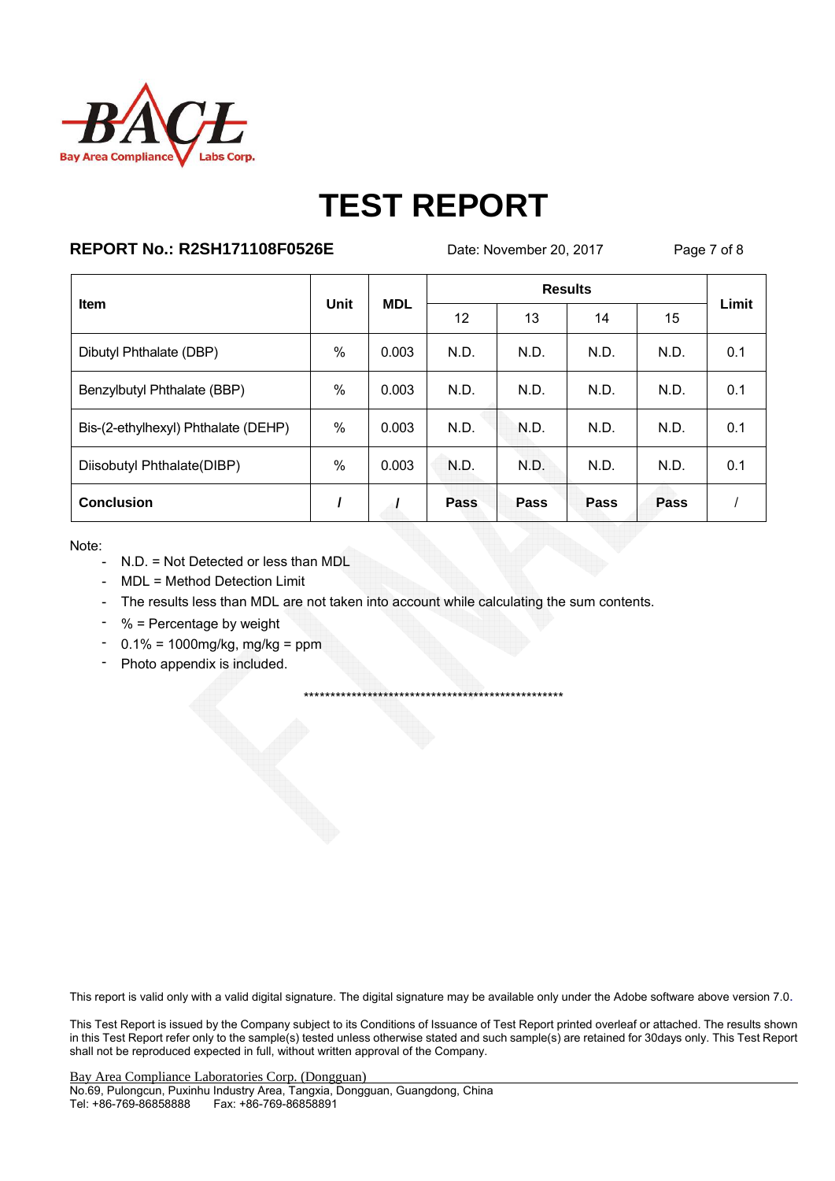# TEST REPORT

**REPORT No.: R2SH171108F0526E** Date: November 20, 2017

| Item | Unit | MDL | Results | | | | Limit |
|---|---|---|---|---|---|---|---|
| | | | 12 | 13 | 14 | 15 | |
| Dibutyl Phthalate (DBP) | % | 0.003 | N.D. | N.D. | N.D. | N.D. | 0.1 |
| Benzylbutyl Phthalate (BBP) | % | 0.003 | N.D. | N.D. | N.D. | N.D. | 0.1 |
| Bis-(2-ethylhexyl) Phthalate (DEHP) | % | 0.003 | N.D. | N.D. | N.D. | N.D. | 0.1 |
| Diisobutyl Phthalate(DIBP) | % | 0.003 | N.D. | N.D. | N.D. | N.D. | 0.1 |
| **Conclusion** | / | / | **Pass** | **Pass** | **Pass** | **Pass** | / |

Note:

- N.D. = Not Detected or less than MDL
- MDL = Method Detection Limit
- The results less than MDL are not taken into account while calculating the sum contents.
- % = Percentage by weight
- 0.1% = 1000mg/kg, mg/kg = ppm
- Photo appendix is included.

***************************************************

This report is valid only with a valid digital signature. The digital signature may be available only under the Adobe software above version 7.0.

This Test Report is issued by the Company subject to its Conditions of Issuance of Test Report printed overleaf or attached. The results shown in this Test Report refer only to the sample(s) tested unless otherwise stated and such sample(s) are retained for 30days only. This Test Report shall not be reproduced expected in full, without written approval of the Company.

Bay Area Compliance Laboratories Corp. (Dongguan)
No.69, Pulongcun, Puxinhu Industry Area, Tangxia, Dongguan, Guangdong, China
Tel: +86-769-86858888 Fax: +86-769-86858891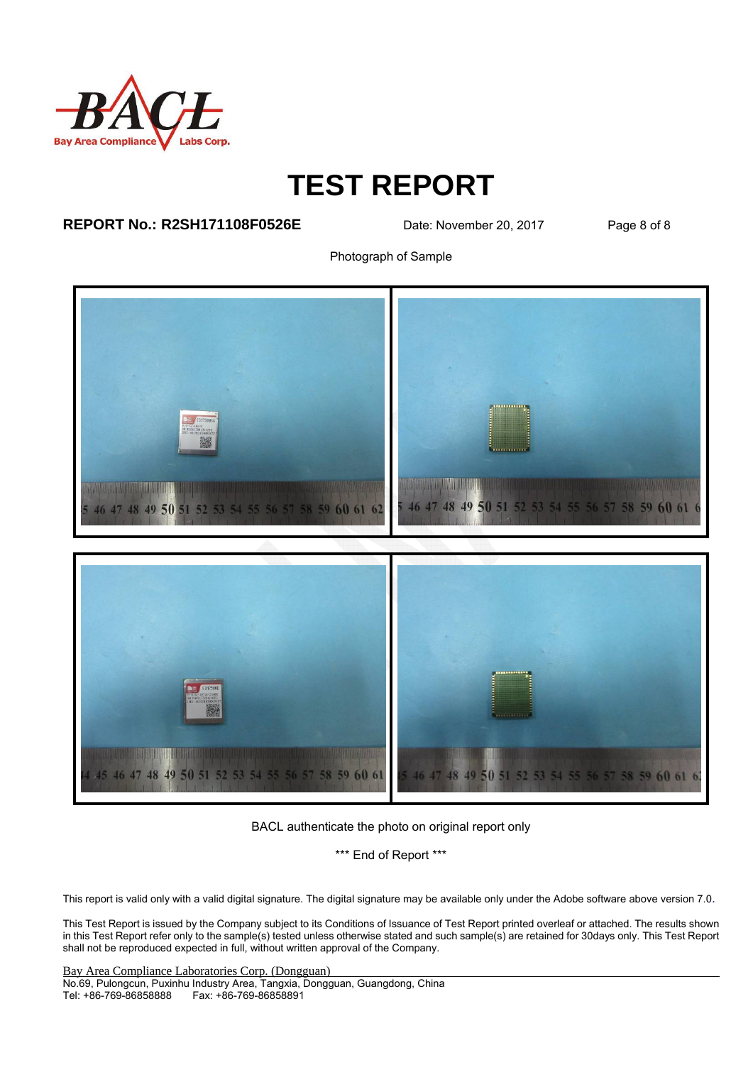# TEST REPORT

**REPORT No.: R2SH171108F0526E** Date: November 20, 2017

Photograph of Sample

BACL authenticate the photo on original report only

*** End of Report ***

This report is valid only with a valid digital signature. The digital signature may be available only under the Adobe software above version 7.0.

This Test Report is issued by the Company subject to its Conditions of Issuance of Test Report printed overleaf or attached. The results shown in this Test Report refer only to the sample(s) tested unless otherwise stated and such sample(s) are retained for 30days only. This Test Report shall not be reproduced expected in full, without written approval of the Company.

Bay Area Compliance Laboratories Corp. (Dongguan)
No.69, Pulongcun, Puxinhu Industry Area, Tangxia, Dongguan, Guangdong, China
Tel: +86-769-86858888 Fax: +86-769-86858891